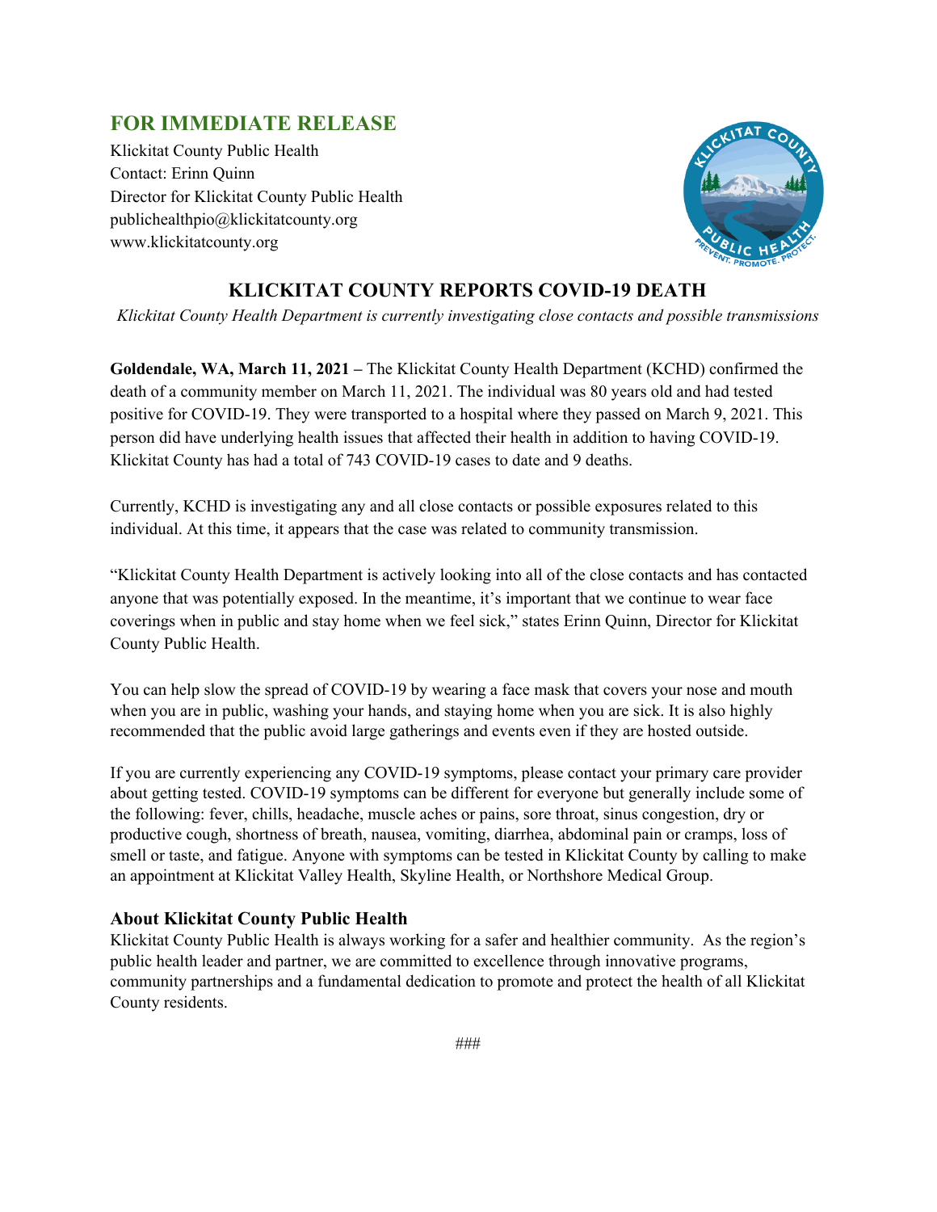## FOR IMMEDIATE RELEASE

Klickitat County Public Health
Contact: Erinn Quinn
Director for Klickitat County Public Health
publichealthpio@klickitatcounty.org
www.klickitatcounty.org

# KLICKITAT COUNTY REPORTS COVID-19 DEATH

*Klickitat County Health Department is currently investigating close contacts and possible transmissions*

**Goldendale, WA, March 11, 2021 –** The Klickitat County Health Department (KCHD) confirmed the death of a community member on March 11, 2021. The individual was 80 years old and had tested positive for COVID-19. They were transported to a hospital where they passed on March 9, 2021. This person did have underlying health issues that affected their health in addition to having COVID-19. Klickitat County has had a total of 743 COVID-19 cases to date and 9 deaths.

Currently, KCHD is investigating any and all close contacts or possible exposures related to this individual. At this time, it appears that the case was related to community transmission.

"Klickitat County Health Department is actively looking into all of the close contacts and has contacted anyone that was potentially exposed. In the meantime, it's important that we continue to wear face coverings when in public and stay home when we feel sick," states Erinn Quinn, Director for Klickitat County Public Health.

You can help slow the spread of COVID-19 by wearing a face mask that covers your nose and mouth when you are in public, washing your hands, and staying home when you are sick. It is also highly recommended that the public avoid large gatherings and events even if they are hosted outside.

If you are currently experiencing any COVID-19 symptoms, please contact your primary care provider about getting tested. COVID-19 symptoms can be different for everyone but generally include some of the following: fever, chills, headache, muscle aches or pains, sore throat, sinus congestion, dry or productive cough, shortness of breath, nausea, vomiting, diarrhea, abdominal pain or cramps, loss of smell or taste, and fatigue. Anyone with symptoms can be tested in Klickitat County by calling to make an appointment at Klickitat Valley Health, Skyline Health, or Northshore Medical Group.

### About Klickitat County Public Health

Klickitat County Public Health is always working for a safer and healthier community. As the region's public health leader and partner, we are committed to excellence through innovative programs, community partnerships and a fundamental dedication to promote and protect the health of all Klickitat County residents.

###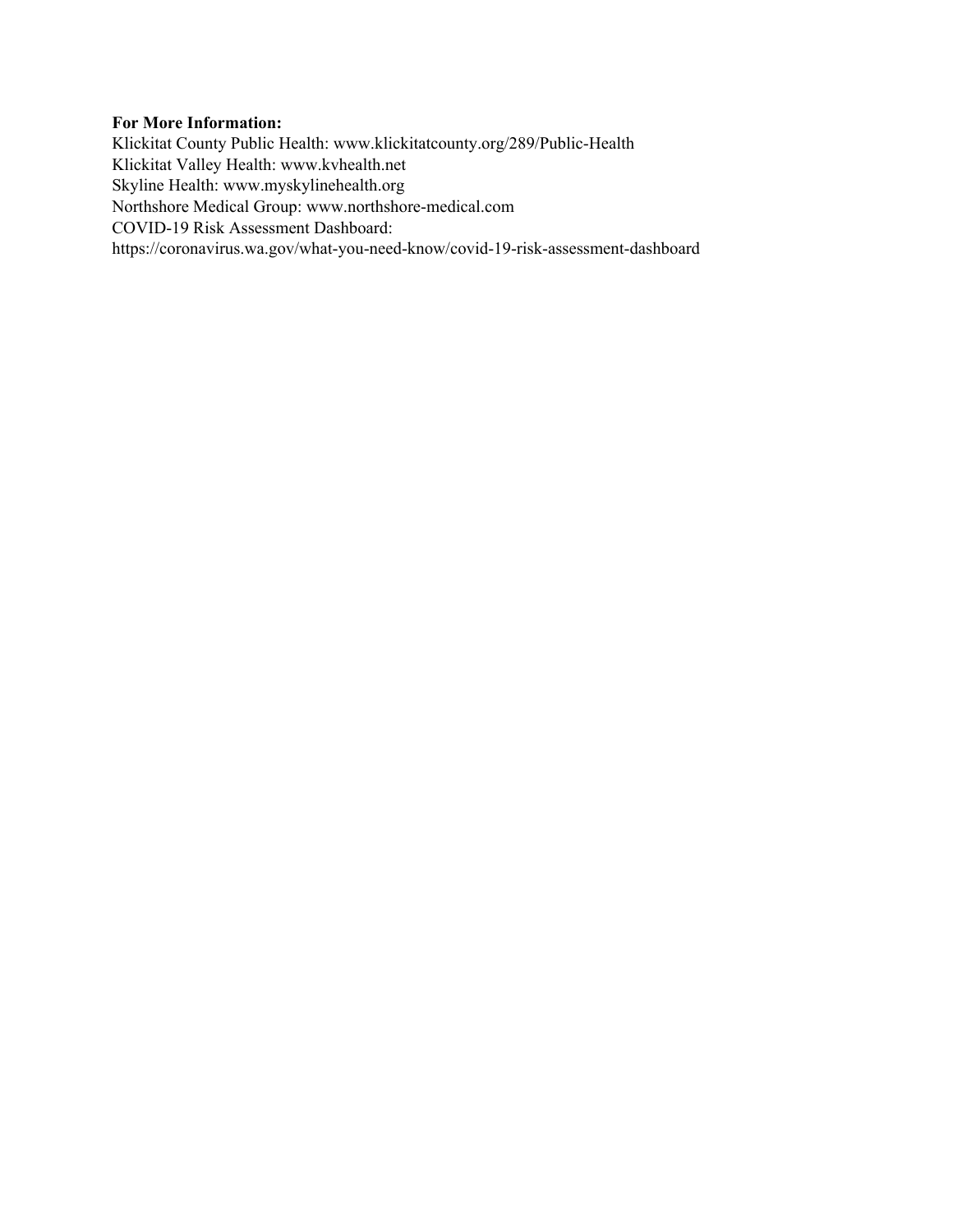**For More Information:**

Klickitat County Public Health: www.klickitatcounty.org/289/Public-Health
Klickitat Valley Health: www.kvhealth.net
Skyline Health: www.myskylinehealth.org
Northshore Medical Group: www.northshore-medical.com
COVID-19 Risk Assessment Dashboard:
https://coronavirus.wa.gov/what-you-need-know/covid-19-risk-assessment-dashboard